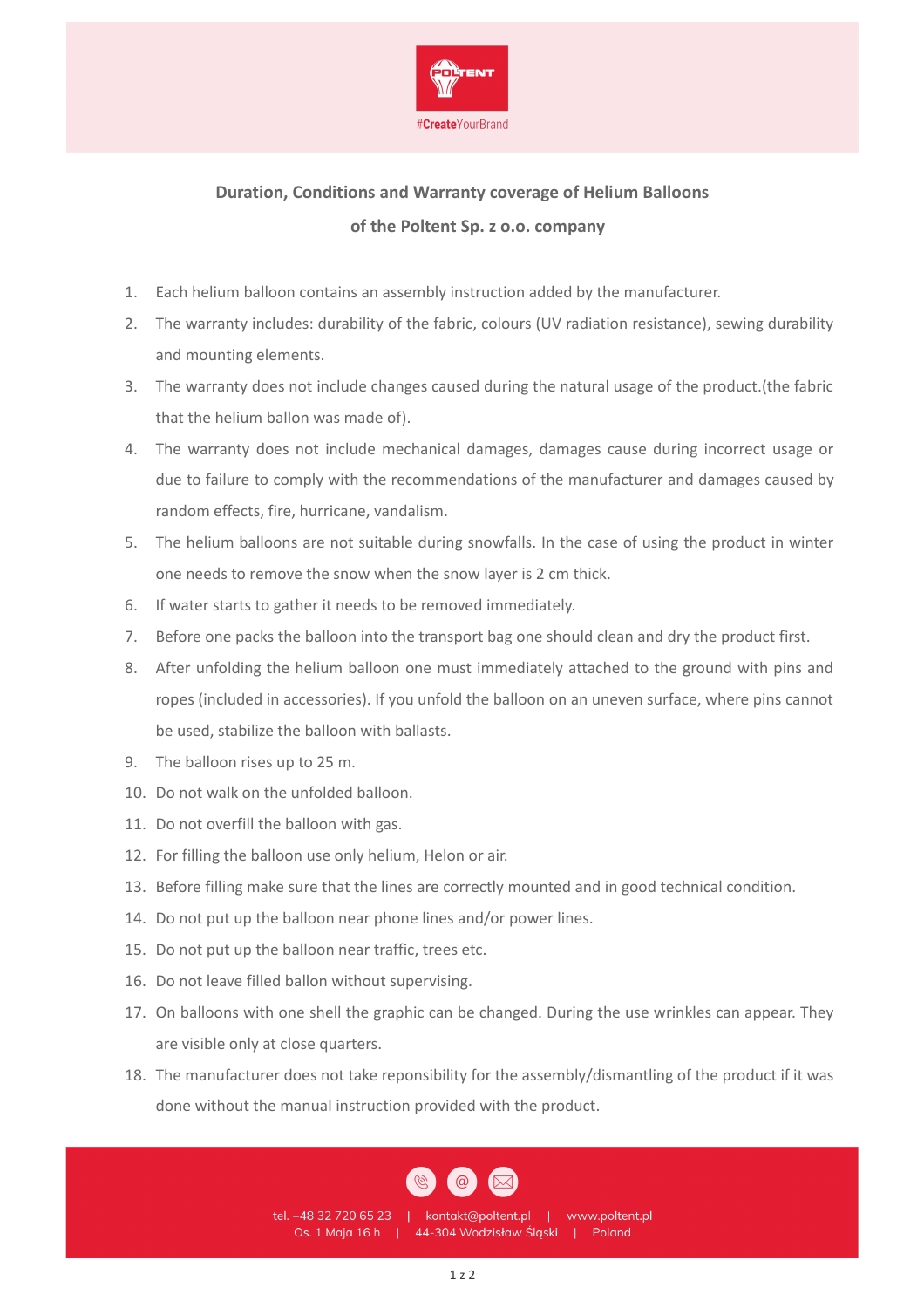POLTENT

#CreateYourBrand

## Duration, Conditions and Warranty coverage of Helium Balloons of the Poltent Sp. z o.o. company

1. Each helium balloon contains an assembly instruction added by the manufacturer.
2. The warranty includes: durability of the fabric, colours (UV radiation resistance), sewing durability and mounting elements.
3. The warranty does not include changes caused during the natural usage of the product.(the fabric that the helium ballon was made of).
4. The warranty does not include mechanical damages, damages cause during incorrect usage or due to failure to comply with the recommendations of the manufacturer and damages caused by random effects, fire, hurricane, vandalism.
5. The helium balloons are not suitable during snowfalls. In the case of using the product in winter one needs to remove the snow when the snow layer is 2 cm thick.
6. If water starts to gather it needs to be removed immediately.
7. Before one packs the balloon into the transport bag one should clean and dry the product first.
8. After unfolding the helium balloon one must immediately attached to the ground with pins and ropes (included in accessories). If you unfold the balloon on an uneven surface, where pins cannot be used, stabilize the balloon with ballasts.
9. The balloon rises up to 25 m.
10. Do not walk on the unfolded balloon.
11. Do not overfill the balloon with gas.
12. For filling the balloon use only helium, Helon or air.
13. Before filling make sure that the lines are correctly mounted and in good technical condition.
14. Do not put up the balloon near phone lines and/or power lines.
15. Do not put up the balloon near traffic, trees etc.
16. Do not leave filled ballon without supervising.
17. On balloons with one shell the graphic can be changed. During the use wrinkles can appear. They are visible only at close quarters.
18. The manufacturer does not take reponsibility for the assembly/dismantling of the product if it was done without the manual instruction provided with the product.

tel. +48 32 720 65 23 | kontakt@poltent.pl | www.poltent.pl
Os. 1 Maja 16 h | 44-304 Wodzisław Śląski | Poland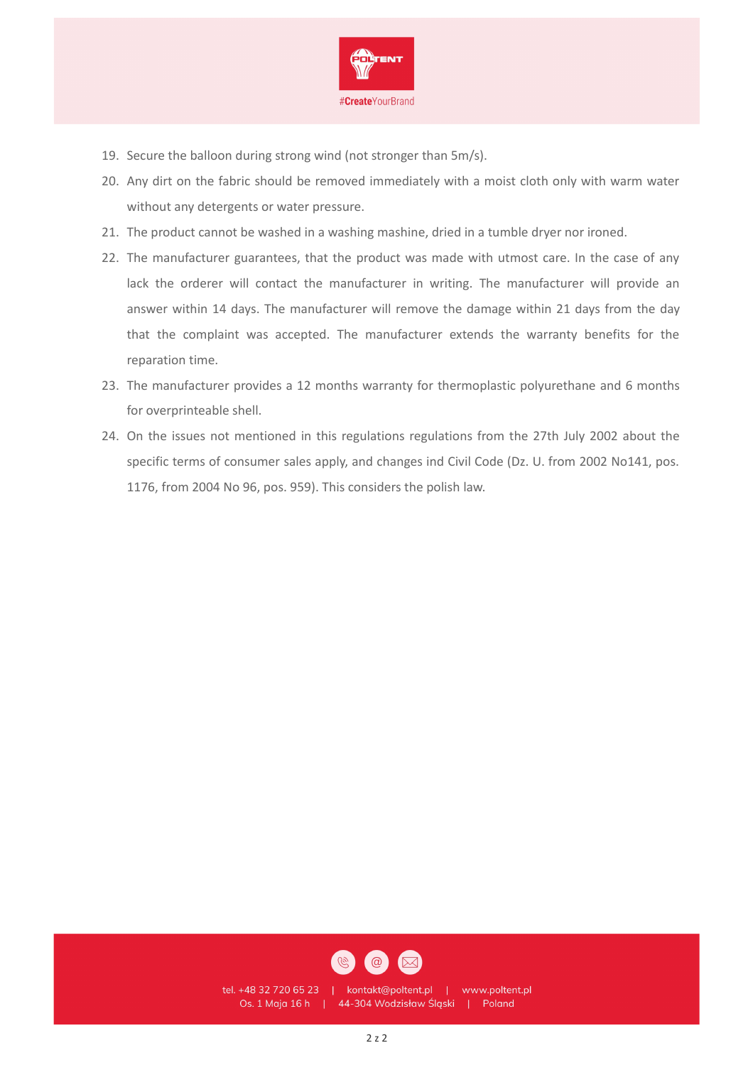19. Secure the balloon during strong wind (not stronger than 5m/s).
20. Any dirt on the fabric should be removed immediately with a moist cloth only with warm water without any detergents or water pressure.
21. The product cannot be washed in a washing mashine, dried in a tumble dryer nor ironed.
22. The manufacturer guarantees, that the product was made with utmost care. In the case of any lack the orderer will contact the manufacturer in writing. The manufacturer will provide an answer within 14 days. The manufacturer will remove the damage within 21 days from the day that the complaint was accepted. The manufacturer extends the warranty benefits for the reparation time.
23. The manufacturer provides a 12 months warranty for thermoplastic polyurethane and 6 months for overprinteable shell.
24. On the issues not mentioned in this regulations regulations from the 27th July 2002 about the specific terms of consumer sales apply, and changes ind Civil Code (Dz. U. from 2002 No141, pos. 1176, from 2004 No 96, pos. 959). This considers the polish law.